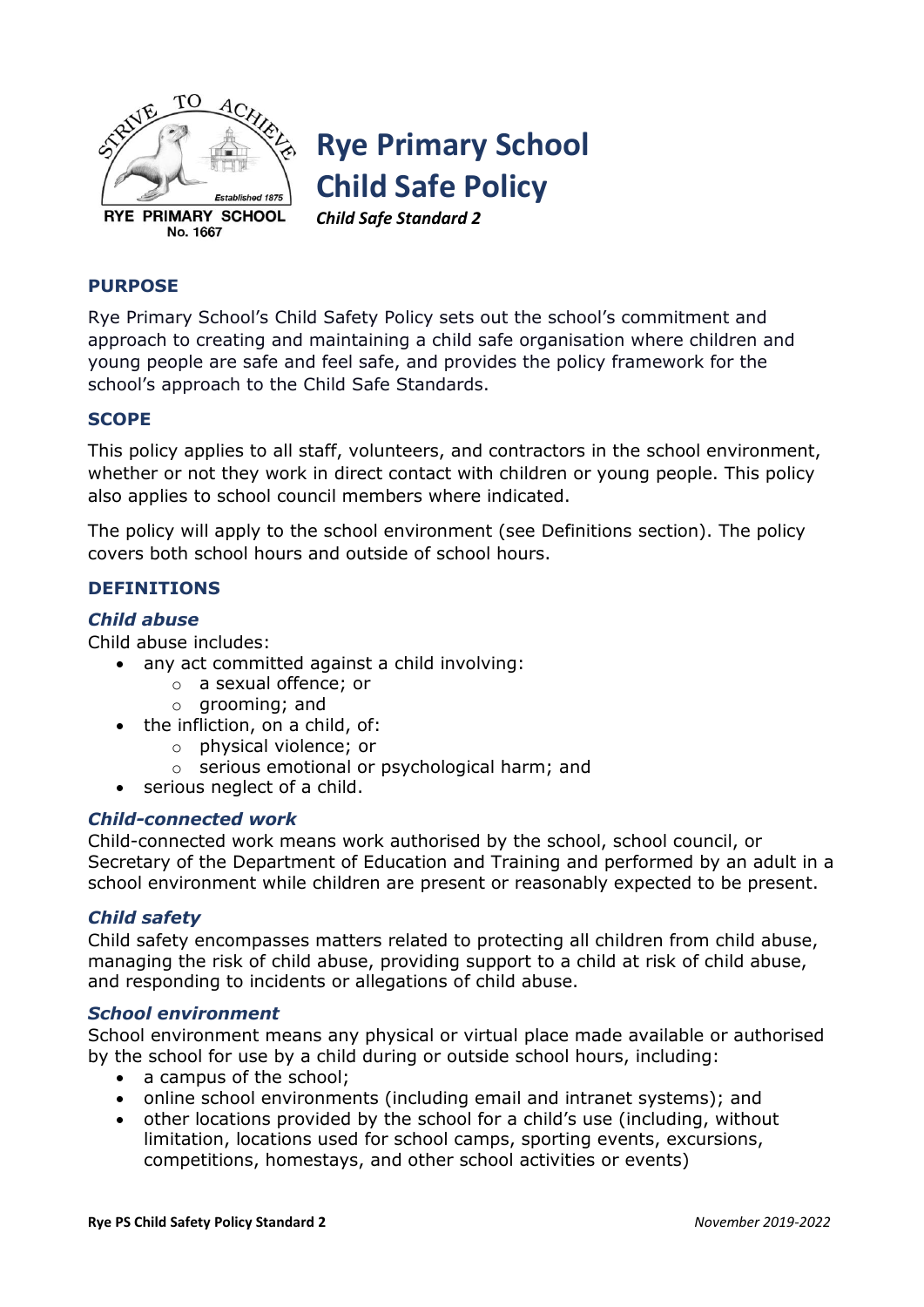# Rye Primary School Child Safe Policy

***Child Safe Standard 2***

## PURPOSE

Rye Primary School's Child Safety Policy sets out the school's commitment and approach to creating and maintaining a child safe organisation where children and young people are safe and feel safe, and provides the policy framework for the school's approach to the Child Safe Standards.

## SCOPE

This policy applies to all staff, volunteers, and contractors in the school environment, whether or not they work in direct contact with children or young people. This policy also applies to school council members where indicated.

The policy will apply to the school environment (see Definitions section). The policy covers both school hours and outside of school hours.

## DEFINITIONS

### *Child abuse*

Child abuse includes:

- any act committed against a child involving:
    - a sexual offence; or
    - grooming; and
- the infliction, on a child, of:
    - physical violence; or
    - serious emotional or psychological harm; and
- serious neglect of a child.

### *Child-connected work*

Child-connected work means work authorised by the school, school council, or Secretary of the Department of Education and Training and performed by an adult in a school environment while children are present or reasonably expected to be present.

### *Child safety*

Child safety encompasses matters related to protecting all children from child abuse, managing the risk of child abuse, providing support to a child at risk of child abuse, and responding to incidents or allegations of child abuse.

### *School environment*

School environment means any physical or virtual place made available or authorised by the school for use by a child during or outside school hours, including:

- a campus of the school;
- online school environments (including email and intranet systems); and
- other locations provided by the school for a child's use (including, without limitation, locations used for school camps, sporting events, excursions, competitions, homestays, and other school activities or events)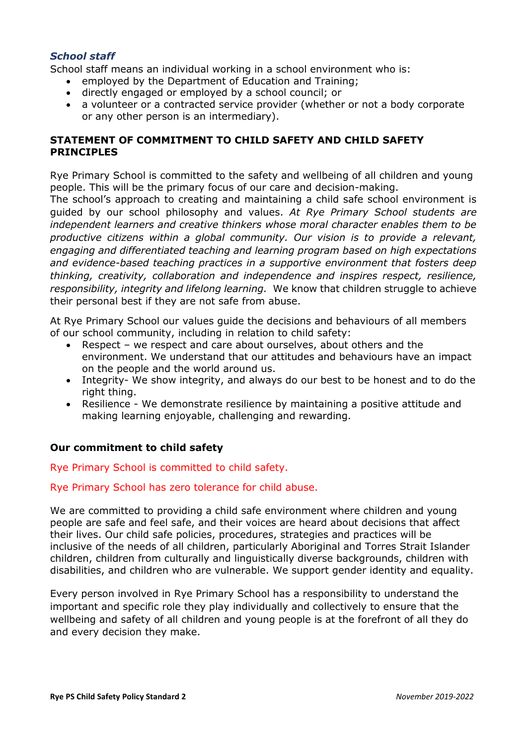### *School staff*

School staff means an individual working in a school environment who is:

- employed by the Department of Education and Training;
- directly engaged or employed by a school council; or
- a volunteer or a contracted service provider (whether or not a body corporate or any other person is an intermediary).

## STATEMENT OF COMMITMENT TO CHILD SAFETY AND CHILD SAFETY PRINCIPLES

Rye Primary School is committed to the safety and wellbeing of all children and young people. This will be the primary focus of our care and decision-making.

The school's approach to creating and maintaining a child safe school environment is guided by our school philosophy and values. *At Rye Primary School students are independent learners and creative thinkers whose moral character enables them to be productive citizens within a global community. Our vision is to provide a relevant, engaging and differentiated teaching and learning program based on high expectations and evidence-based teaching practices in a supportive environment that fosters deep thinking, creativity, collaboration and independence and inspires respect, resilience, responsibility, integrity and lifelong learning.* We know that children struggle to achieve their personal best if they are not safe from abuse.

At Rye Primary School our values guide the decisions and behaviours of all members of our school community, including in relation to child safety:

- Respect – we respect and care about ourselves, about others and the environment. We understand that our attitudes and behaviours have an impact on the people and the world around us.
- Integrity- We show integrity, and always do our best to be honest and to do the right thing.
- Resilience - We demonstrate resilience by maintaining a positive attitude and making learning enjoyable, challenging and rewarding.

### Our commitment to child safety

Rye Primary School is committed to child safety.

Rye Primary School has zero tolerance for child abuse.

We are committed to providing a child safe environment where children and young people are safe and feel safe, and their voices are heard about decisions that affect their lives. Our child safe policies, procedures, strategies and practices will be inclusive of the needs of all children, particularly Aboriginal and Torres Strait Islander children, children from culturally and linguistically diverse backgrounds, children with disabilities, and children who are vulnerable. We support gender identity and equality.

Every person involved in Rye Primary School has a responsibility to understand the important and specific role they play individually and collectively to ensure that the wellbeing and safety of all children and young people is at the forefront of all they do and every decision they make.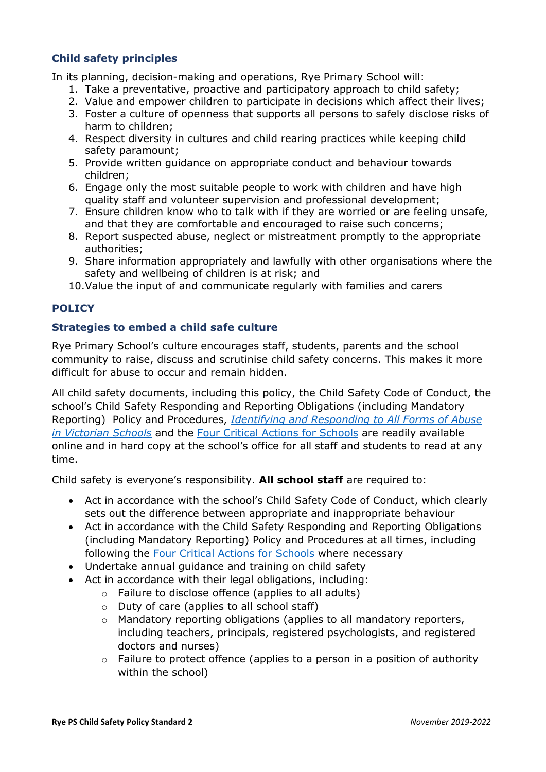### Child safety principles

In its planning, decision-making and operations, Rye Primary School will:

1. Take a preventative, proactive and participatory approach to child safety;
2. Value and empower children to participate in decisions which affect their lives;
3. Foster a culture of openness that supports all persons to safely disclose risks of harm to children;
4. Respect diversity in cultures and child rearing practices while keeping child safety paramount;
5. Provide written guidance on appropriate conduct and behaviour towards children;
6. Engage only the most suitable people to work with children and have high quality staff and volunteer supervision and professional development;
7. Ensure children know who to talk with if they are worried or are feeling unsafe, and that they are comfortable and encouraged to raise such concerns;
8. Report suspected abuse, neglect or mistreatment promptly to the appropriate authorities;
9. Share information appropriately and lawfully with other organisations where the safety and wellbeing of children is at risk; and
10. Value the input of and communicate regularly with families and carers

## POLICY

### Strategies to embed a child safe culture

Rye Primary School's culture encourages staff, students, parents and the school community to raise, discuss and scrutinise child safety concerns. This makes it more difficult for abuse to occur and remain hidden.

All child safety documents, including this policy, the Child Safety Code of Conduct, the school's Child Safety Responding and Reporting Obligations (including Mandatory Reporting) Policy and Procedures, *Identifying and Responding to All Forms of Abuse in Victorian Schools* and the Four Critical Actions for Schools are readily available online and in hard copy at the school's office for all staff and students to read at any time.

Child safety is everyone's responsibility. **All school staff** are required to:

- Act in accordance with the school's Child Safety Code of Conduct, which clearly sets out the difference between appropriate and inappropriate behaviour
- Act in accordance with the Child Safety Responding and Reporting Obligations (including Mandatory Reporting) Policy and Procedures at all times, including following the Four Critical Actions for Schools where necessary
- Undertake annual guidance and training on child safety
- Act in accordance with their legal obligations, including:
    - Failure to disclose offence (applies to all adults)
    - Duty of care (applies to all school staff)
    - Mandatory reporting obligations (applies to all mandatory reporters, including teachers, principals, registered psychologists, and registered doctors and nurses)
    - Failure to protect offence (applies to a person in a position of authority within the school)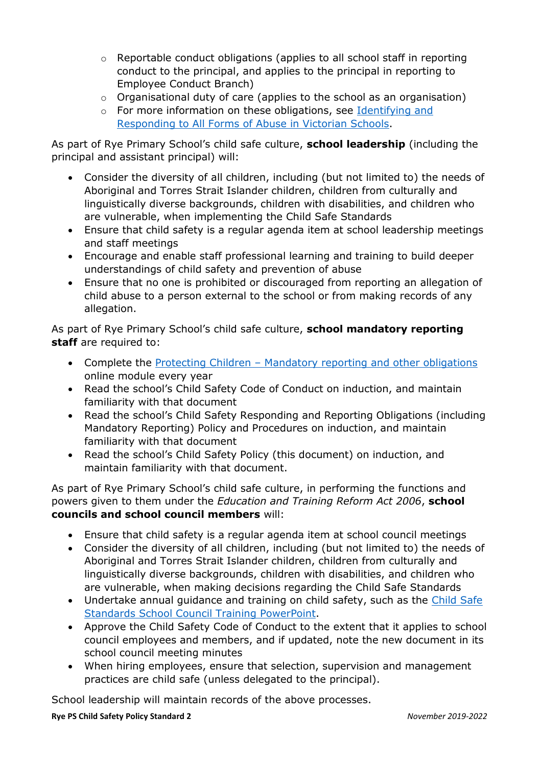- Reportable conduct obligations (applies to all school staff in reporting conduct to the principal, and applies to the principal in reporting to Employee Conduct Branch)
    - Organisational duty of care (applies to the school as an organisation)
    - For more information on these obligations, see [Identifying and Responding to All Forms of Abuse in Victorian Schools](#).

As part of Rye Primary School's child safe culture, **school leadership** (including the principal and assistant principal) will:

- Consider the diversity of all children, including (but not limited to) the needs of Aboriginal and Torres Strait Islander children, children from culturally and linguistically diverse backgrounds, children with disabilities, and children who are vulnerable, when implementing the Child Safe Standards
- Ensure that child safety is a regular agenda item at school leadership meetings and staff meetings
- Encourage and enable staff professional learning and training to build deeper understandings of child safety and prevention of abuse
- Ensure that no one is prohibited or discouraged from reporting an allegation of child abuse to a person external to the school or from making records of any allegation.

As part of Rye Primary School's child safe culture, **school mandatory reporting staff** are required to:

- Complete the [Protecting Children – Mandatory reporting and other obligations](#) online module every year
- Read the school's Child Safety Code of Conduct on induction, and maintain familiarity with that document
- Read the school's Child Safety Responding and Reporting Obligations (including Mandatory Reporting) Policy and Procedures on induction, and maintain familiarity with that document
- Read the school's Child Safety Policy (this document) on induction, and maintain familiarity with that document.

As part of Rye Primary School's child safe culture, in performing the functions and powers given to them under the *Education and Training Reform Act 2006*, **school councils and school council members** will:

- Ensure that child safety is a regular agenda item at school council meetings
- Consider the diversity of all children, including (but not limited to) the needs of Aboriginal and Torres Strait Islander children, children from culturally and linguistically diverse backgrounds, children with disabilities, and children who are vulnerable, when making decisions regarding the Child Safe Standards
- Undertake annual guidance and training on child safety, such as the [Child Safe Standards School Council Training PowerPoint](#).
- Approve the Child Safety Code of Conduct to the extent that it applies to school council employees and members, and if updated, note the new document in its school council meeting minutes
- When hiring employees, ensure that selection, supervision and management practices are child safe (unless delegated to the principal).

School leadership will maintain records of the above processes.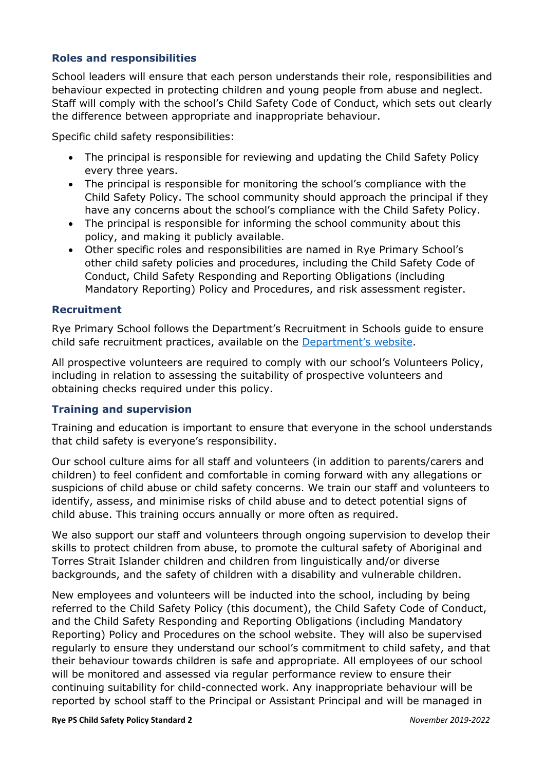### Roles and responsibilities

School leaders will ensure that each person understands their role, responsibilities and behaviour expected in protecting children and young people from abuse and neglect. Staff will comply with the school's Child Safety Code of Conduct, which sets out clearly the difference between appropriate and inappropriate behaviour.

Specific child safety responsibilities:

- The principal is responsible for reviewing and updating the Child Safety Policy every three years.
- The principal is responsible for monitoring the school's compliance with the Child Safety Policy. The school community should approach the principal if they have any concerns about the school's compliance with the Child Safety Policy.
- The principal is responsible for informing the school community about this policy, and making it publicly available.
- Other specific roles and responsibilities are named in Rye Primary School's other child safety policies and procedures, including the Child Safety Code of Conduct, Child Safety Responding and Reporting Obligations (including Mandatory Reporting) Policy and Procedures, and risk assessment register.

### Recruitment

Rye Primary School follows the Department's Recruitment in Schools guide to ensure child safe recruitment practices, available on the [Department's website](#).

All prospective volunteers are required to comply with our school's Volunteers Policy, including in relation to assessing the suitability of prospective volunteers and obtaining checks required under this policy.

### Training and supervision

Training and education is important to ensure that everyone in the school understands that child safety is everyone's responsibility.

Our school culture aims for all staff and volunteers (in addition to parents/carers and children) to feel confident and comfortable in coming forward with any allegations or suspicions of child abuse or child safety concerns. We train our staff and volunteers to identify, assess, and minimise risks of child abuse and to detect potential signs of child abuse. This training occurs annually or more often as required.

We also support our staff and volunteers through ongoing supervision to develop their skills to protect children from abuse, to promote the cultural safety of Aboriginal and Torres Strait Islander children and children from linguistically and/or diverse backgrounds, and the safety of children with a disability and vulnerable children.

New employees and volunteers will be inducted into the school, including by being referred to the Child Safety Policy (this document), the Child Safety Code of Conduct, and the Child Safety Responding and Reporting Obligations (including Mandatory Reporting) Policy and Procedures on the school website. They will also be supervised regularly to ensure they understand our school's commitment to child safety, and that their behaviour towards children is safe and appropriate. All employees of our school will be monitored and assessed via regular performance review to ensure their continuing suitability for child-connected work. Any inappropriate behaviour will be reported by school staff to the Principal or Assistant Principal and will be managed in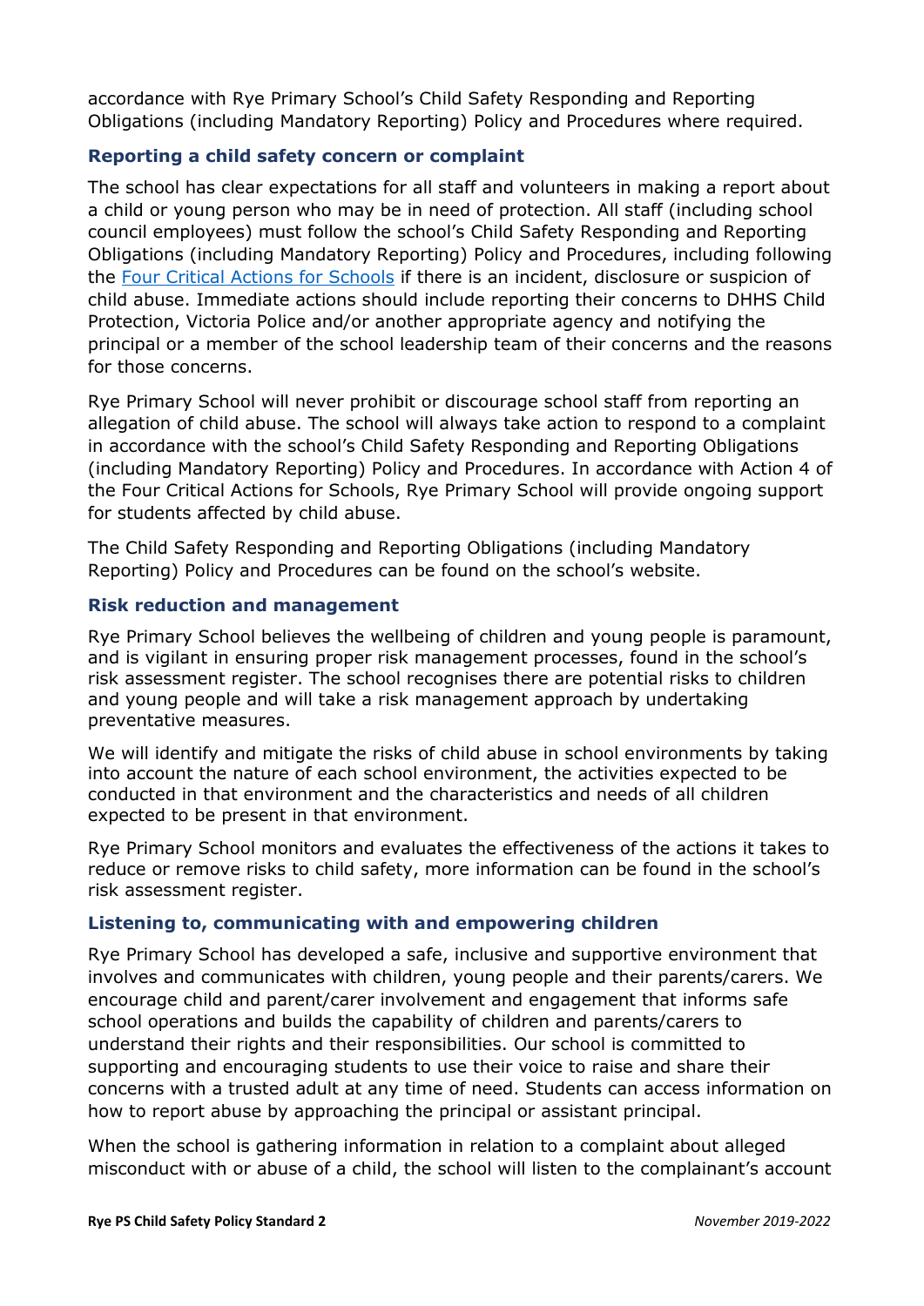accordance with Rye Primary School's Child Safety Responding and Reporting Obligations (including Mandatory Reporting) Policy and Procedures where required.

### Reporting a child safety concern or complaint

The school has clear expectations for all staff and volunteers in making a report about a child or young person who may be in need of protection. All staff (including school council employees) must follow the school's Child Safety Responding and Reporting Obligations (including Mandatory Reporting) Policy and Procedures, including following the [Four Critical Actions for Schools] if there is an incident, disclosure or suspicion of child abuse. Immediate actions should include reporting their concerns to DHHS Child Protection, Victoria Police and/or another appropriate agency and notifying the principal or a member of the school leadership team of their concerns and the reasons for those concerns.

Rye Primary School will never prohibit or discourage school staff from reporting an allegation of child abuse. The school will always take action to respond to a complaint in accordance with the school's Child Safety Responding and Reporting Obligations (including Mandatory Reporting) Policy and Procedures. In accordance with Action 4 of the Four Critical Actions for Schools, Rye Primary School will provide ongoing support for students affected by child abuse.

The Child Safety Responding and Reporting Obligations (including Mandatory Reporting) Policy and Procedures can be found on the school's website.

### Risk reduction and management

Rye Primary School believes the wellbeing of children and young people is paramount, and is vigilant in ensuring proper risk management processes, found in the school's risk assessment register. The school recognises there are potential risks to children and young people and will take a risk management approach by undertaking preventative measures.

We will identify and mitigate the risks of child abuse in school environments by taking into account the nature of each school environment, the activities expected to be conducted in that environment and the characteristics and needs of all children expected to be present in that environment.

Rye Primary School monitors and evaluates the effectiveness of the actions it takes to reduce or remove risks to child safety, more information can be found in the school's risk assessment register.

### Listening to, communicating with and empowering children

Rye Primary School has developed a safe, inclusive and supportive environment that involves and communicates with children, young people and their parents/carers. We encourage child and parent/carer involvement and engagement that informs safe school operations and builds the capability of children and parents/carers to understand their rights and their responsibilities. Our school is committed to supporting and encouraging students to use their voice to raise and share their concerns with a trusted adult at any time of need. Students can access information on how to report abuse by approaching the principal or assistant principal.

When the school is gathering information in relation to a complaint about alleged misconduct with or abuse of a child, the school will listen to the complainant's account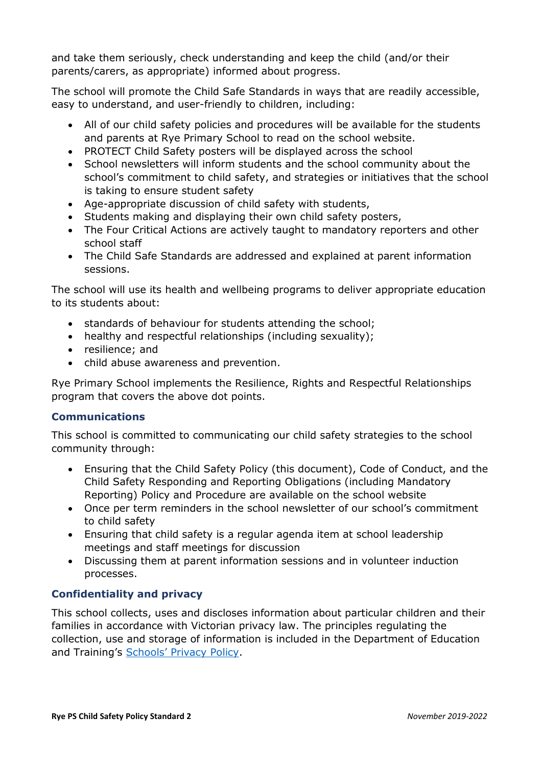and take them seriously, check understanding and keep the child (and/or their parents/carers, as appropriate) informed about progress.

The school will promote the Child Safe Standards in ways that are readily accessible, easy to understand, and user-friendly to children, including:

- All of our child safety policies and procedures will be available for the students and parents at Rye Primary School to read on the school website.
- PROTECT Child Safety posters will be displayed across the school
- School newsletters will inform students and the school community about the school's commitment to child safety, and strategies or initiatives that the school is taking to ensure student safety
- Age-appropriate discussion of child safety with students,
- Students making and displaying their own child safety posters,
- The Four Critical Actions are actively taught to mandatory reporters and other school staff
- The Child Safe Standards are addressed and explained at parent information sessions.

The school will use its health and wellbeing programs to deliver appropriate education to its students about:

- standards of behaviour for students attending the school;
- healthy and respectful relationships (including sexuality);
- resilience; and
- child abuse awareness and prevention.

Rye Primary School implements the Resilience, Rights and Respectful Relationships program that covers the above dot points.

### Communications

This school is committed to communicating our child safety strategies to the school community through:

- Ensuring that the Child Safety Policy (this document), Code of Conduct, and the Child Safety Responding and Reporting Obligations (including Mandatory Reporting) Policy and Procedure are available on the school website
- Once per term reminders in the school newsletter of our school's commitment to child safety
- Ensuring that child safety is a regular agenda item at school leadership meetings and staff meetings for discussion
- Discussing them at parent information sessions and in volunteer induction processes.

### Confidentiality and privacy

This school collects, uses and discloses information about particular children and their families in accordance with Victorian privacy law. The principles regulating the collection, use and storage of information is included in the Department of Education and Training's Schools' Privacy Policy.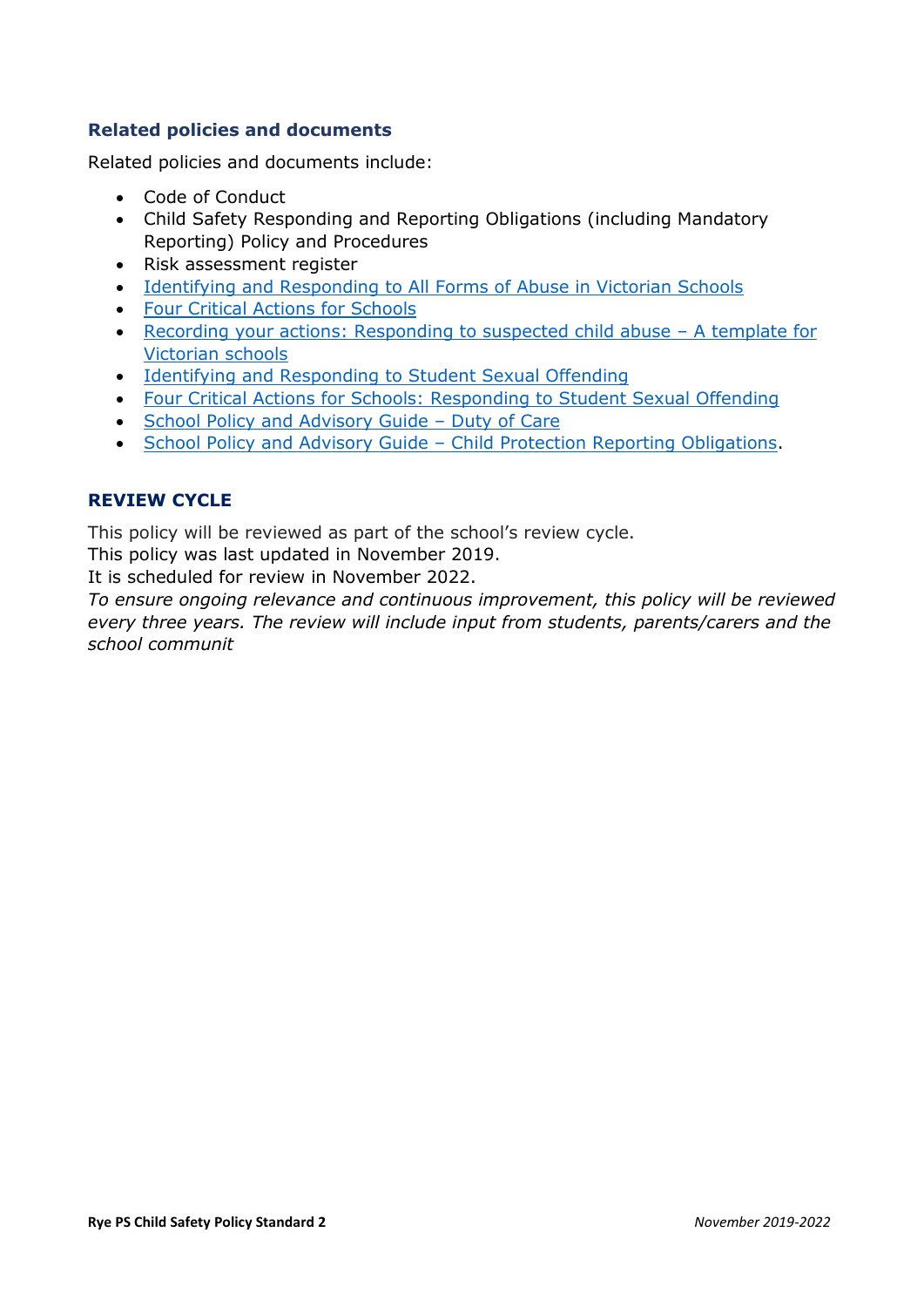### **Related policies and documents**

Related policies and documents include:

- Code of Conduct
- Child Safety Responding and Reporting Obligations (including Mandatory Reporting) Policy and Procedures
- Risk assessment register
- Identifying and Responding to All Forms of Abuse in Victorian Schools
- Four Critical Actions for Schools
- Recording your actions: Responding to suspected child abuse – A template for Victorian schools
- Identifying and Responding to Student Sexual Offending
- Four Critical Actions for Schools: Responding to Student Sexual Offending
- School Policy and Advisory Guide – Duty of Care
- School Policy and Advisory Guide – Child Protection Reporting Obligations.

### **REVIEW CYCLE**

This policy will be reviewed as part of the school's review cycle.
This policy was last updated in November 2019.
It is scheduled for review in November 2022.
*To ensure ongoing relevance and continuous improvement, this policy will be reviewed every three years. The review will include input from students, parents/carers and the school communit*